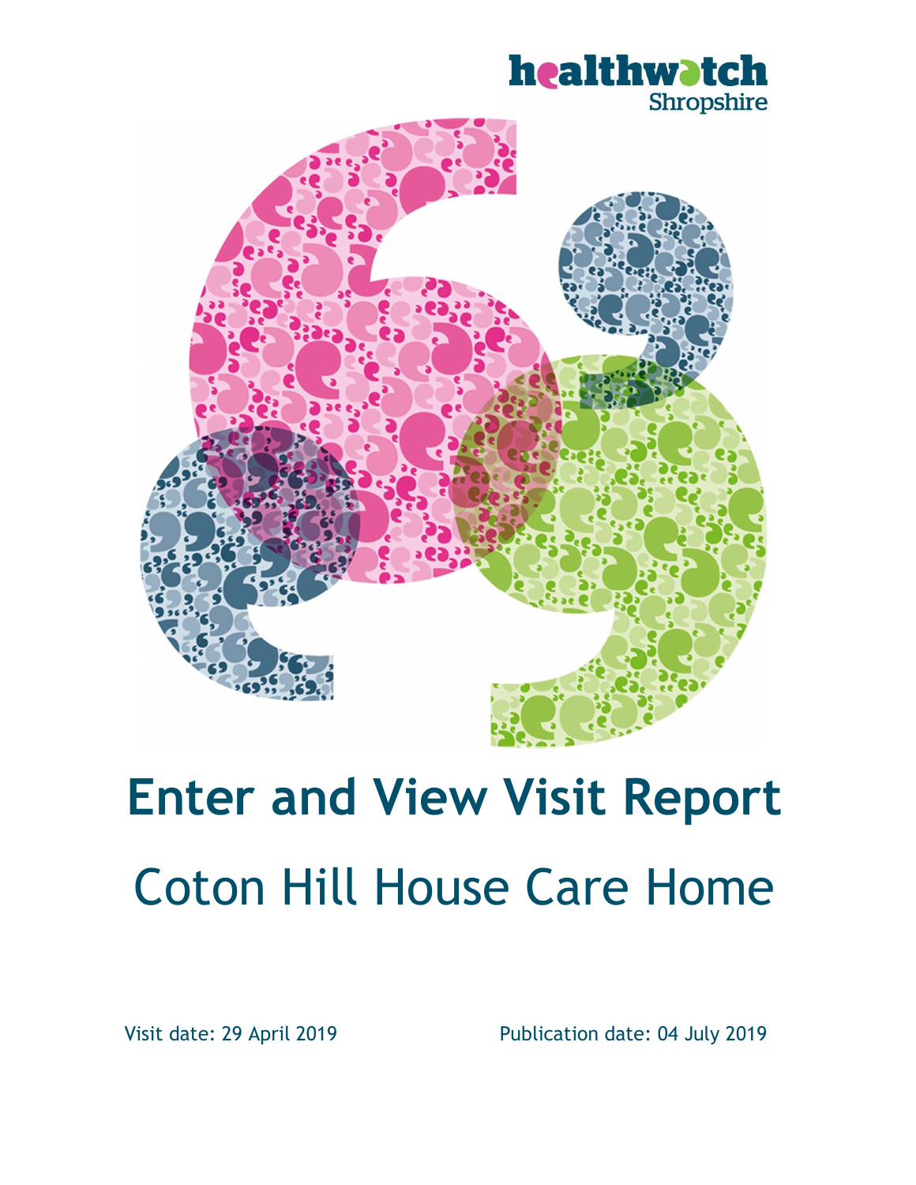healthwatch Shropshire

# Enter and View Visit Report

## Coton Hill House Care Home

Visit date: 29 April 2019

Publication date: 04 July 2019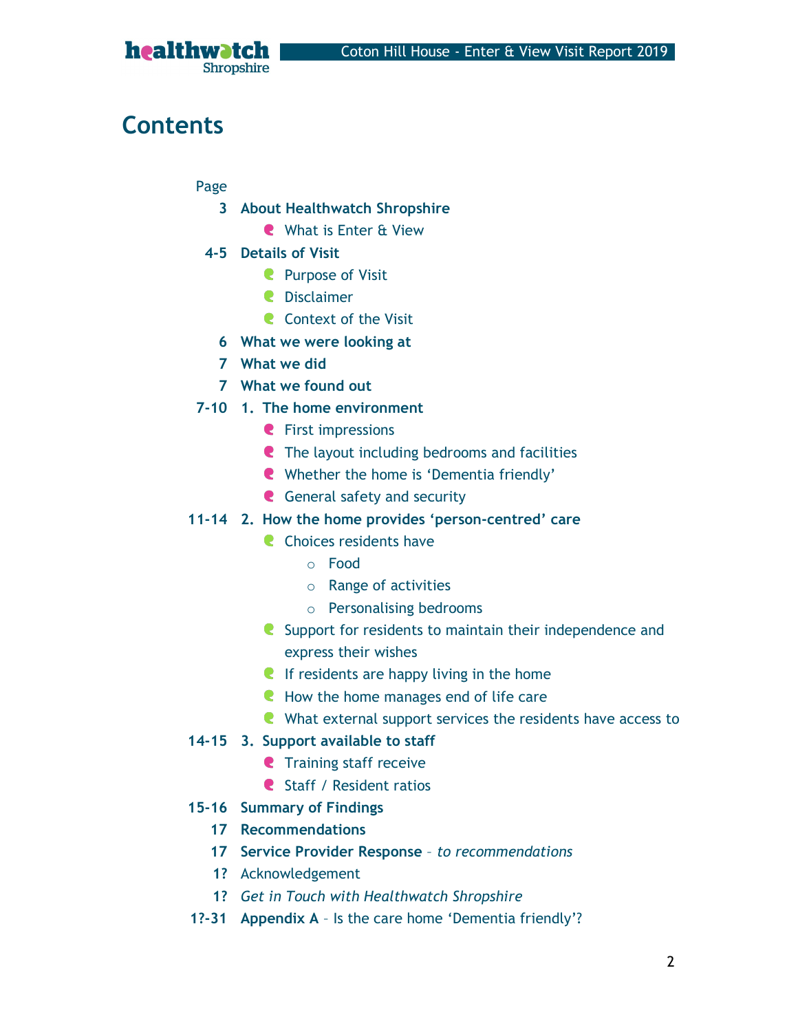# Contents

| Page | |
|---|---|
| 3 | **About Healthwatch Shropshire** |
| | • What is Enter & View |
| 4-5 | **Details of Visit** |
| | • Purpose of Visit |
| | • Disclaimer |
| | • Context of the Visit |
| 6 | **What we were looking at** |
| 7 | **What we did** |
| 7 | **What we found out** |
| 7-10 | **1. The home environment** |
| | • First impressions |
| | • The layout including bedrooms and facilities |
| | • Whether the home is 'Dementia friendly' |
| | • General safety and security |
| 11-14 | **2. How the home provides 'person-centred' care** |
| | • Choices residents have |
| | ○ Food |
| | ○ Range of activities |
| | ○ Personalising bedrooms |
| | • Support for residents to maintain their independence and express their wishes |
| | • If residents are happy living in the home |
| | • How the home manages end of life care |
| | • What external support services the residents have access to |
| 14-15 | **3. Support available to staff** |
| | • Training staff receive |
| | • Staff / Resident ratios |
| 15-16 | **Summary of Findings** |
| 17 | **Recommendations** |
| 17 | **Service Provider Response** – *to recommendations* |
| 1? | Acknowledgement |
| 1? | *Get in Touch with Healthwatch Shropshire* |
| 1?-31 | **Appendix A** – Is the care home 'Dementia friendly'? |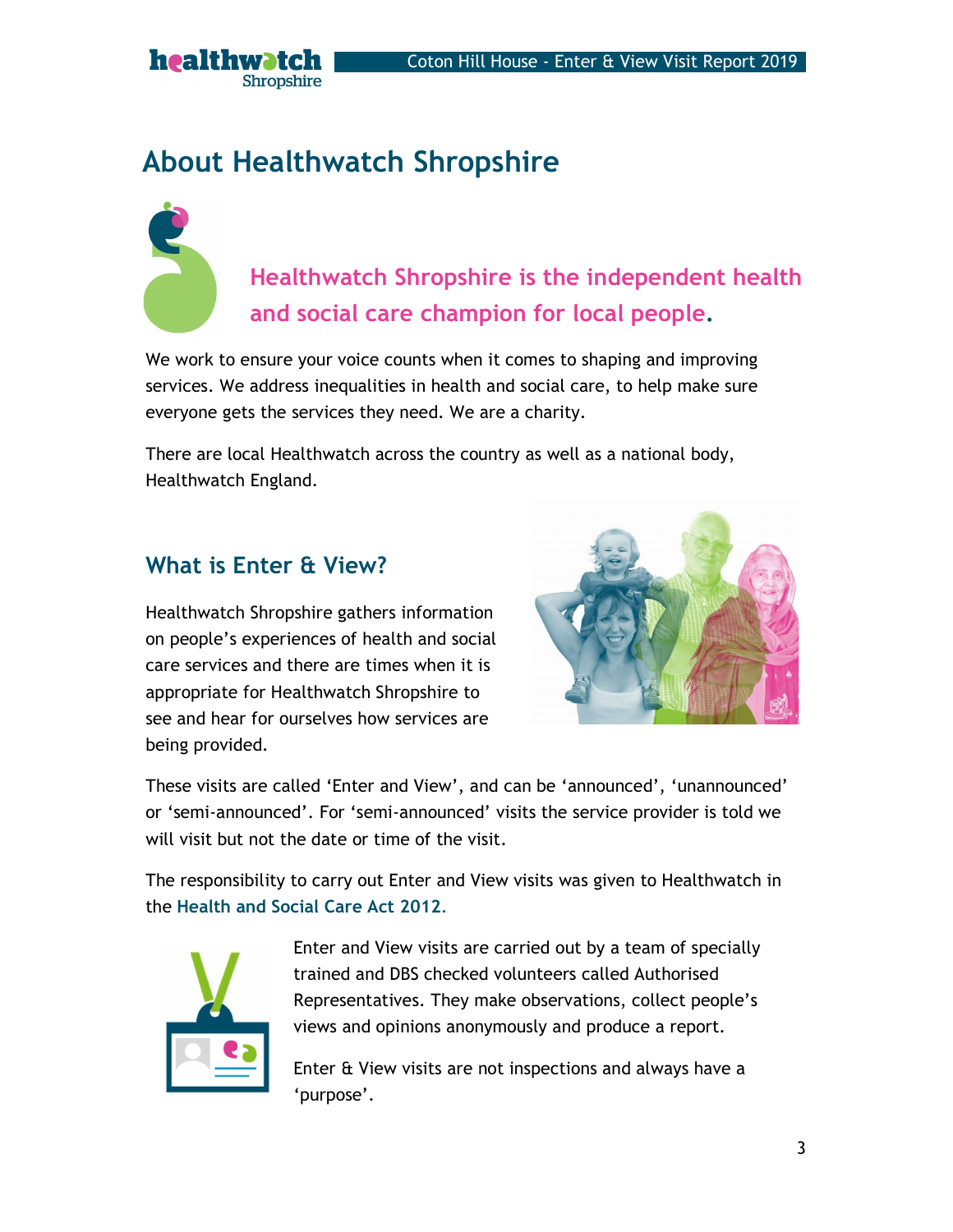# About Healthwatch Shropshire

## Healthwatch Shropshire is the independent health and social care champion for local people.

We work to ensure your voice counts when it comes to shaping and improving services. We address inequalities in health and social care, to help make sure everyone gets the services they need. We are a charity.

There are local Healthwatch across the country as well as a national body, Healthwatch England.

## What is Enter & View?

Healthwatch Shropshire gathers information on people's experiences of health and social care services and there are times when it is appropriate for Healthwatch Shropshire to see and hear for ourselves how services are being provided.

These visits are called 'Enter and View', and can be 'announced', 'unannounced' or 'semi-announced'. For 'semi-announced' visits the service provider is told we will visit but not the date or time of the visit.

The responsibility to carry out Enter and View visits was given to Healthwatch in the Health and Social Care Act 2012.

Enter and View visits are carried out by a team of specially trained and DBS checked volunteers called Authorised Representatives. They make observations, collect people's views and opinions anonymously and produce a report.

Enter & View visits are not inspections and always have a 'purpose'.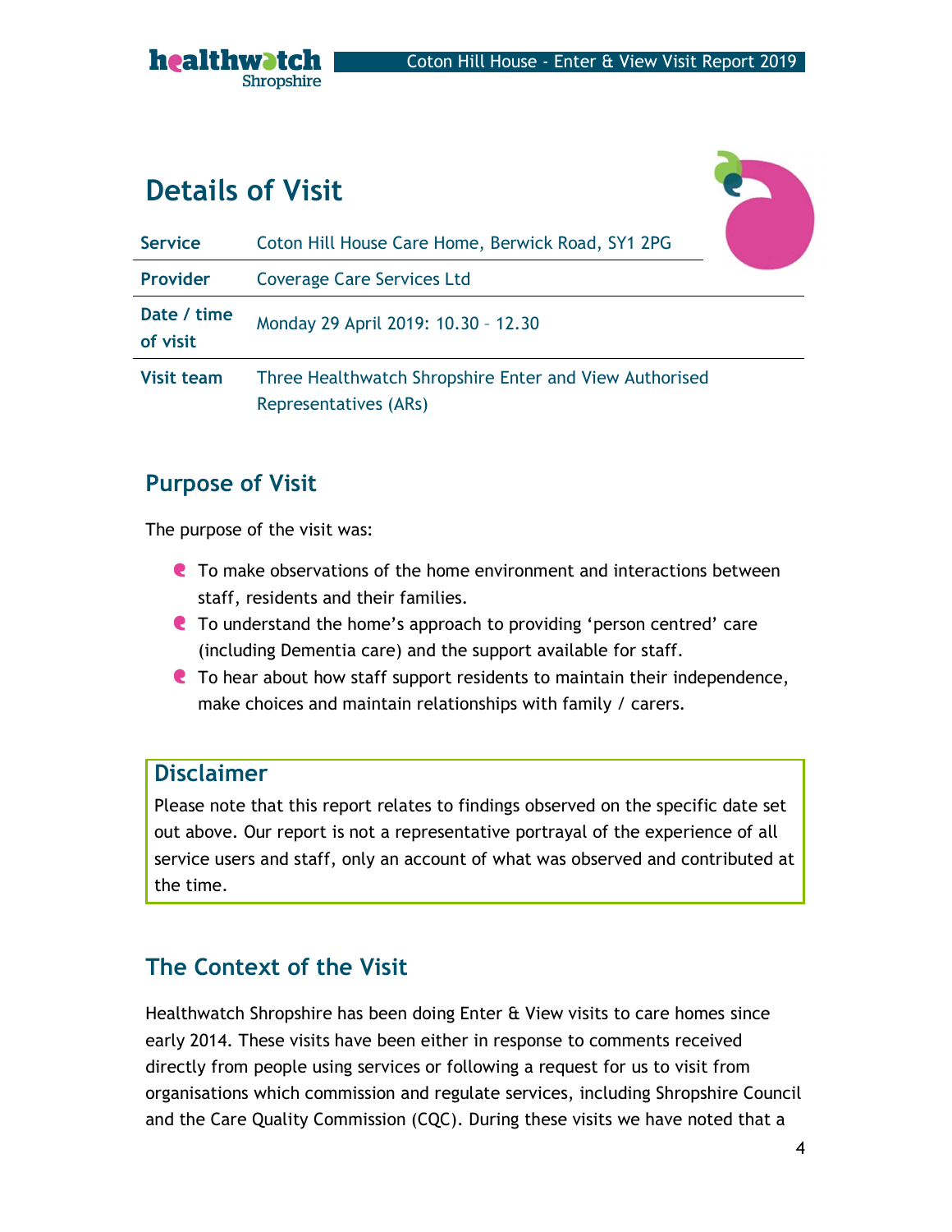# Details of Visit

| | |
|---|---|
| **Service** | Coton Hill House Care Home, Berwick Road, SY1 2PG |
| **Provider** | Coverage Care Services Ltd |
| **Date / time of visit** | Monday 29 April 2019: 10.30 – 12.30 |
| **Visit team** | Three Healthwatch Shropshire Enter and View Authorised Representatives (ARs) |

## Purpose of Visit

The purpose of the visit was:

- To make observations of the home environment and interactions between staff, residents and their families.
- To understand the home's approach to providing 'person centred' care (including Dementia care) and the support available for staff.
- To hear about how staff support residents to maintain their independence, make choices and maintain relationships with family / carers.

## Disclaimer

Please note that this report relates to findings observed on the specific date set out above. Our report is not a representative portrayal of the experience of all service users and staff, only an account of what was observed and contributed at the time.

## The Context of the Visit

Healthwatch Shropshire has been doing Enter & View visits to care homes since early 2014. These visits have been either in response to comments received directly from people using services or following a request for us to visit from organisations which commission and regulate services, including Shropshire Council and the Care Quality Commission (CQC). During these visits we have noted that a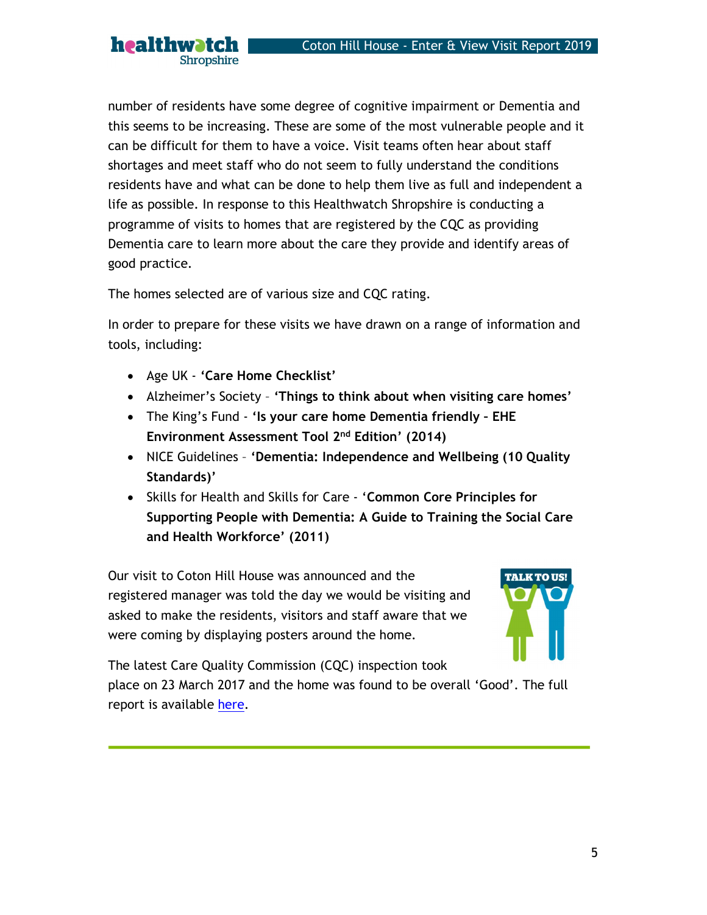number of residents have some degree of cognitive impairment or Dementia and this seems to be increasing. These are some of the most vulnerable people and it can be difficult for them to have a voice. Visit teams often hear about staff shortages and meet staff who do not seem to fully understand the conditions residents have and what can be done to help them live as full and independent a life as possible. In response to this Healthwatch Shropshire is conducting a programme of visits to homes that are registered by the CQC as providing Dementia care to learn more about the care they provide and identify areas of good practice.

The homes selected are of various size and CQC rating.

In order to prepare for these visits we have drawn on a range of information and tools, including:

- Age UK - **'Care Home Checklist'**
- Alzheimer's Society – **'Things to think about when visiting care homes'**
- The King's Fund - **'Is your care home Dementia friendly – EHE Environment Assessment Tool 2nd Edition' (2014)**
- NICE Guidelines – **'Dementia: Independence and Wellbeing (10 Quality Standards)'**
- Skills for Health and Skills for Care - **'Common Core Principles for Supporting People with Dementia: A Guide to Training the Social Care and Health Workforce' (2011)**

Our visit to Coton Hill House was announced and the registered manager was told the day we would be visiting and asked to make the residents, visitors and staff aware that we were coming by displaying posters around the home.

The latest Care Quality Commission (CQC) inspection took place on 23 March 2017 and the home was found to be overall 'Good'. The full report is available here.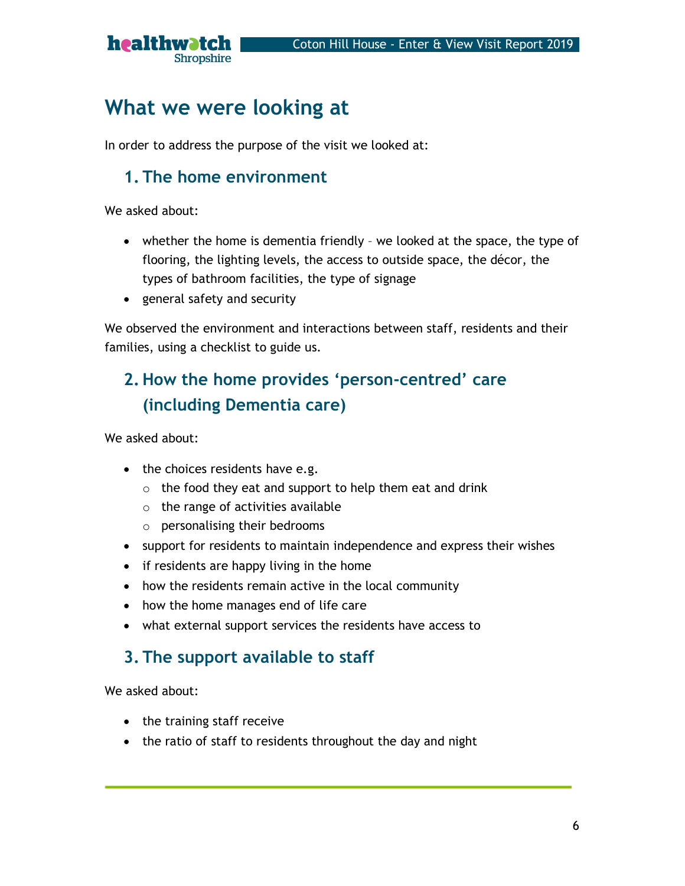# What we were looking at

In order to address the purpose of the visit we looked at:

## 1. The home environment

We asked about:

- whether the home is dementia friendly – we looked at the space, the type of flooring, the lighting levels, the access to outside space, the décor, the types of bathroom facilities, the type of signage
- general safety and security

We observed the environment and interactions between staff, residents and their families, using a checklist to guide us.

## 2. How the home provides 'person-centred' care (including Dementia care)

We asked about:

- the choices residents have e.g.
  - the food they eat and support to help them eat and drink
  - the range of activities available
  - personalising their bedrooms
- support for residents to maintain independence and express their wishes
- if residents are happy living in the home
- how the residents remain active in the local community
- how the home manages end of life care
- what external support services the residents have access to

## 3. The support available to staff

We asked about:

- the training staff receive
- the ratio of staff to residents throughout the day and night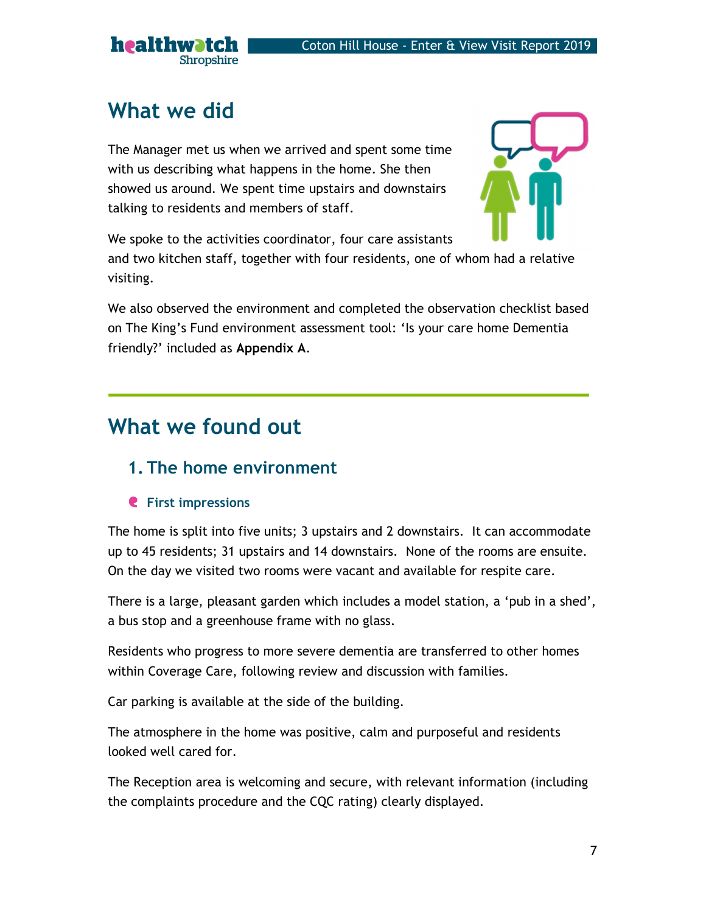# What we did

The Manager met us when we arrived and spent some time with us describing what happens in the home. She then showed us around. We spent time upstairs and downstairs talking to residents and members of staff.

We spoke to the activities coordinator, four care assistants and two kitchen staff, together with four residents, one of whom had a relative visiting.

We also observed the environment and completed the observation checklist based on The King's Fund environment assessment tool: 'Is your care home Dementia friendly?' included as **Appendix A**.

# What we found out

## 1. The home environment

### First impressions

The home is split into five units; 3 upstairs and 2 downstairs. It can accommodate up to 45 residents; 31 upstairs and 14 downstairs. None of the rooms are ensuite. On the day we visited two rooms were vacant and available for respite care.

There is a large, pleasant garden which includes a model station, a 'pub in a shed', a bus stop and a greenhouse frame with no glass.

Residents who progress to more severe dementia are transferred to other homes within Coverage Care, following review and discussion with families.

Car parking is available at the side of the building.

The atmosphere in the home was positive, calm and purposeful and residents looked well cared for.

The Reception area is welcoming and secure, with relevant information (including the complaints procedure and the CQC rating) clearly displayed.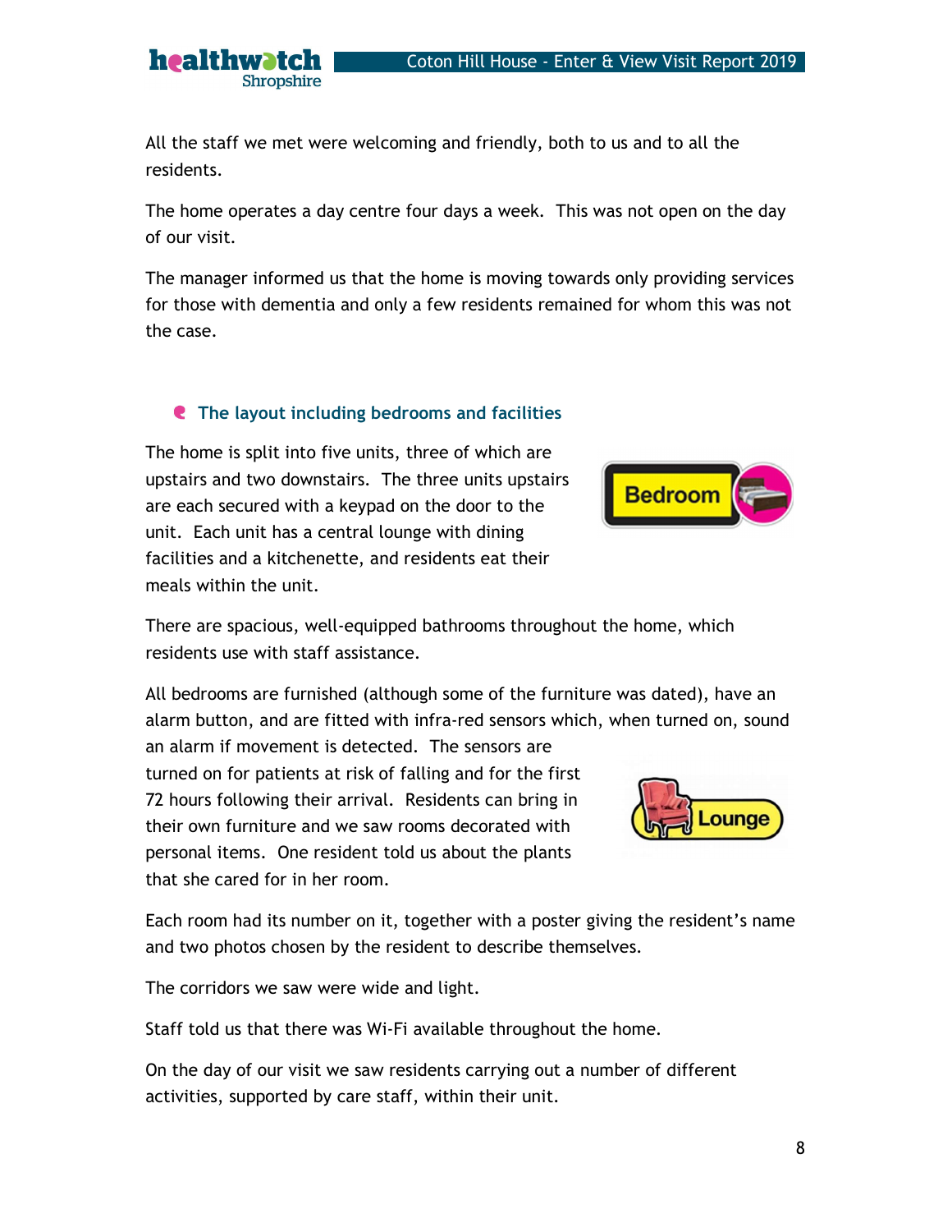All the staff we met were welcoming and friendly, both to us and to all the residents.

The home operates a day centre four days a week. This was not open on the day of our visit.

The manager informed us that the home is moving towards only providing services for those with dementia and only a few residents remained for whom this was not the case.

## The layout including bedrooms and facilities

The home is split into five units, three of which are upstairs and two downstairs. The three units upstairs are each secured with a keypad on the door to the unit. Each unit has a central lounge with dining facilities and a kitchenette, and residents eat their meals within the unit.

There are spacious, well-equipped bathrooms throughout the home, which residents use with staff assistance.

All bedrooms are furnished (although some of the furniture was dated), have an alarm button, and are fitted with infra-red sensors which, when turned on, sound an alarm if movement is detected. The sensors are turned on for patients at risk of falling and for the first 72 hours following their arrival. Residents can bring in their own furniture and we saw rooms decorated with personal items. One resident told us about the plants that she cared for in her room.

Each room had its number on it, together with a poster giving the resident's name and two photos chosen by the resident to describe themselves.

The corridors we saw were wide and light.

Staff told us that there was Wi-Fi available throughout the home.

On the day of our visit we saw residents carrying out a number of different activities, supported by care staff, within their unit.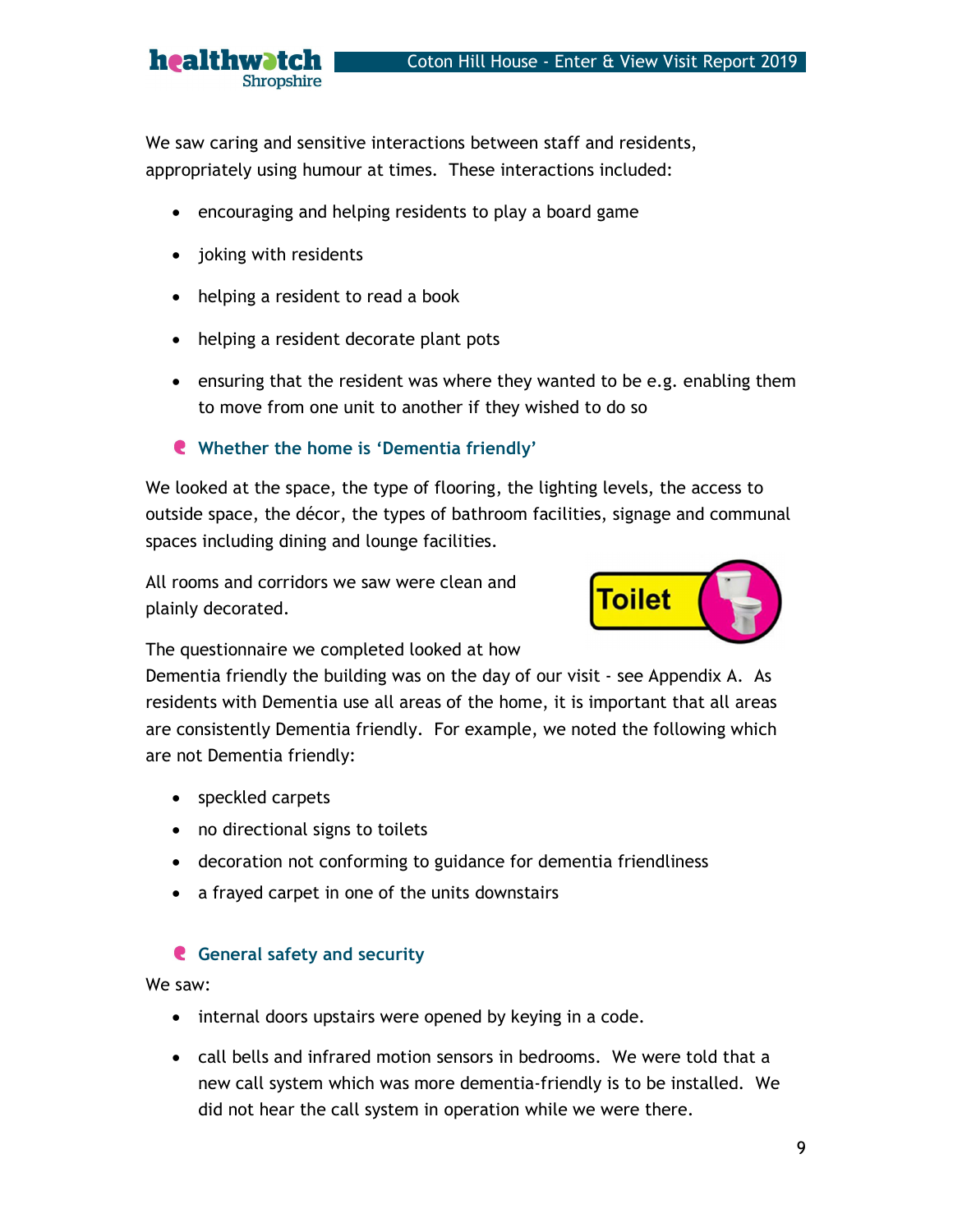We saw caring and sensitive interactions between staff and residents, appropriately using humour at times. These interactions included:

- encouraging and helping residents to play a board game
- joking with residents
- helping a resident to read a book
- helping a resident decorate plant pots
- ensuring that the resident was where they wanted to be e.g. enabling them to move from one unit to another if they wished to do so

### Whether the home is 'Dementia friendly'

We looked at the space, the type of flooring, the lighting levels, the access to outside space, the décor, the types of bathroom facilities, signage and communal spaces including dining and lounge facilities.

All rooms and corridors we saw were clean and plainly decorated.

The questionnaire we completed looked at how Dementia friendly the building was on the day of our visit - see Appendix A. As residents with Dementia use all areas of the home, it is important that all areas are consistently Dementia friendly. For example, we noted the following which are not Dementia friendly:

- speckled carpets
- no directional signs to toilets
- decoration not conforming to guidance for dementia friendliness
- a frayed carpet in one of the units downstairs

### General safety and security

We saw:

- internal doors upstairs were opened by keying in a code.
- call bells and infrared motion sensors in bedrooms. We were told that a new call system which was more dementia-friendly is to be installed. We did not hear the call system in operation while we were there.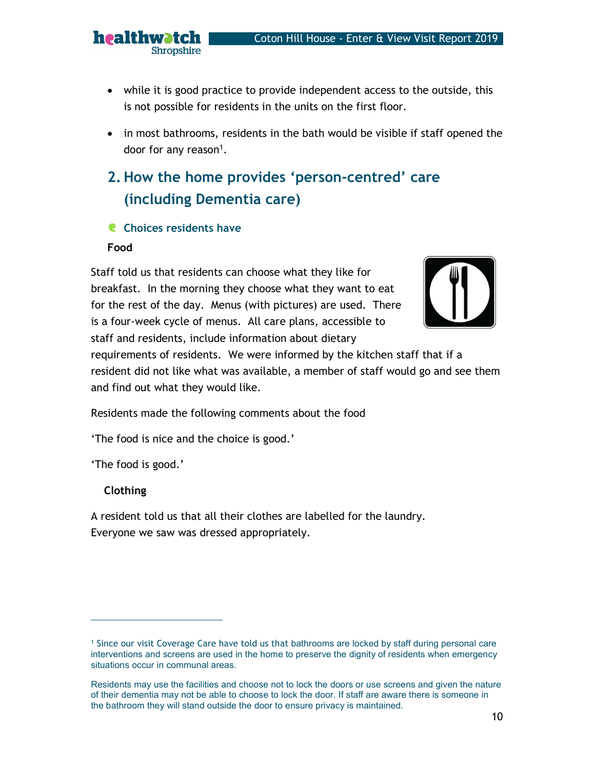- while it is good practice to provide independent access to the outside, this is not possible for residents in the units on the first floor.
- in most bathrooms, residents in the bath would be visible if staff opened the door for any reason[1].

## 2. How the home provides 'person-centred' care (including Dementia care)

### Choices residents have

**Food**

Staff told us that residents can choose what they like for breakfast. In the morning they choose what they want to eat for the rest of the day. Menus (with pictures) are used. There is a four-week cycle of menus. All care plans, accessible to staff and residents, include information about dietary requirements of residents. We were informed by the kitchen staff that if a resident did not like what was available, a member of staff would go and see them and find out what they would like.

Residents made the following comments about the food

'The food is nice and the choice is good.'

'The food is good.'

**Clothing**

A resident told us that all their clothes are labelled for the laundry. Everyone we saw was dressed appropriately.

---

[1] Since our visit Coverage Care have told us that bathrooms are locked by staff during personal care interventions and screens are used in the home to preserve the dignity of residents when emergency situations occur in communal areas.

Residents may use the facilities and choose not to lock the doors or use screens and given the nature of their dementia may not be able to choose to lock the door. If staff are aware there is someone in the bathroom they will stand outside the door to ensure privacy is maintained.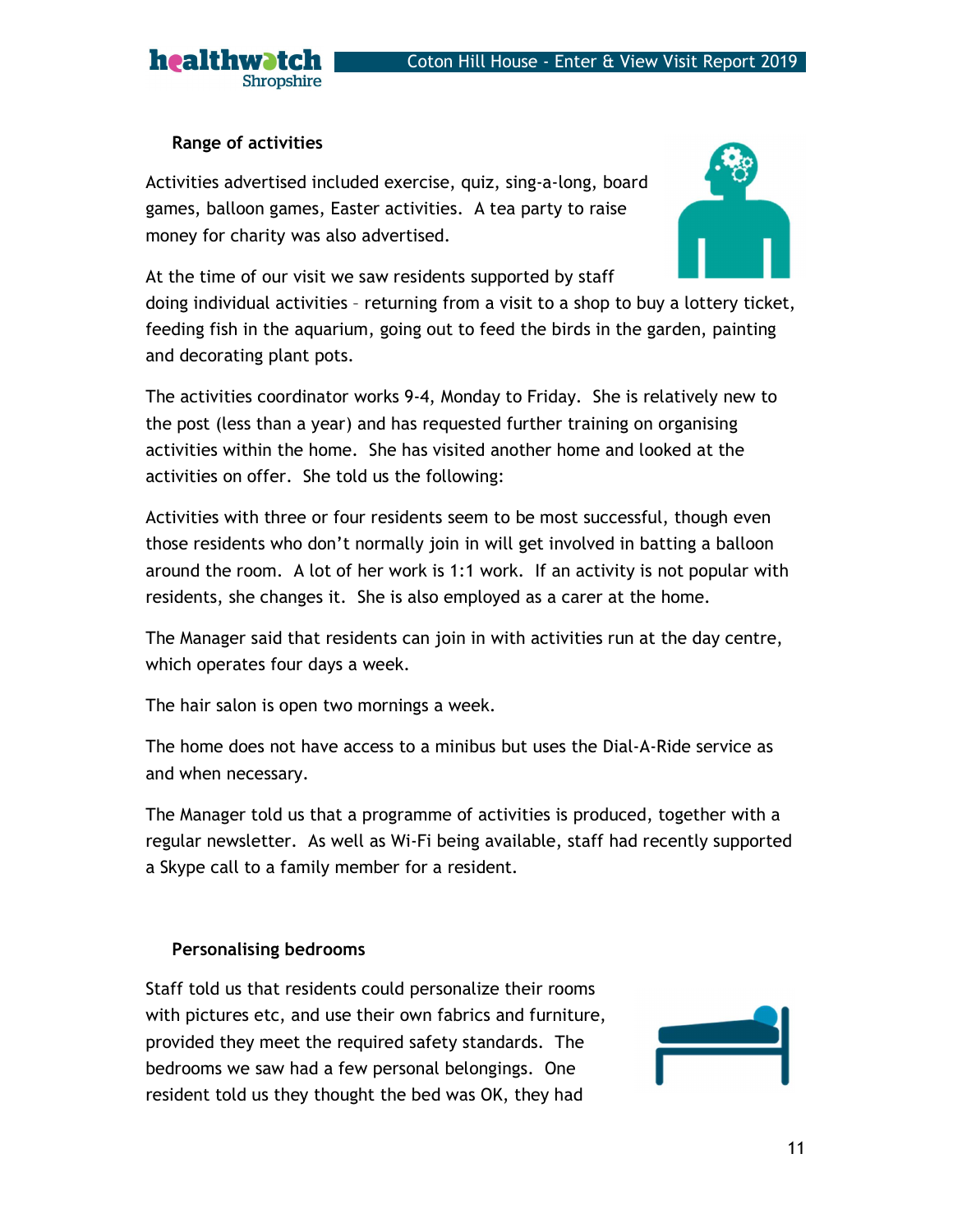### Range of activities

Activities advertised included exercise, quiz, sing-a-long, board games, balloon games, Easter activities. A tea party to raise money for charity was also advertised.

At the time of our visit we saw residents supported by staff doing individual activities – returning from a visit to a shop to buy a lottery ticket, feeding fish in the aquarium, going out to feed the birds in the garden, painting and decorating plant pots.

The activities coordinator works 9-4, Monday to Friday. She is relatively new to the post (less than a year) and has requested further training on organising activities within the home. She has visited another home and looked at the activities on offer. She told us the following:

Activities with three or four residents seem to be most successful, though even those residents who don't normally join in will get involved in batting a balloon around the room. A lot of her work is 1:1 work. If an activity is not popular with residents, she changes it. She is also employed as a carer at the home.

The Manager said that residents can join in with activities run at the day centre, which operates four days a week.

The hair salon is open two mornings a week.

The home does not have access to a minibus but uses the Dial-A-Ride service as and when necessary.

The Manager told us that a programme of activities is produced, together with a regular newsletter. As well as Wi-Fi being available, staff had recently supported a Skype call to a family member for a resident.

### Personalising bedrooms

Staff told us that residents could personalize their rooms with pictures etc, and use their own fabrics and furniture, provided they meet the required safety standards. The bedrooms we saw had a few personal belongings. One resident told us they thought the bed was OK, they had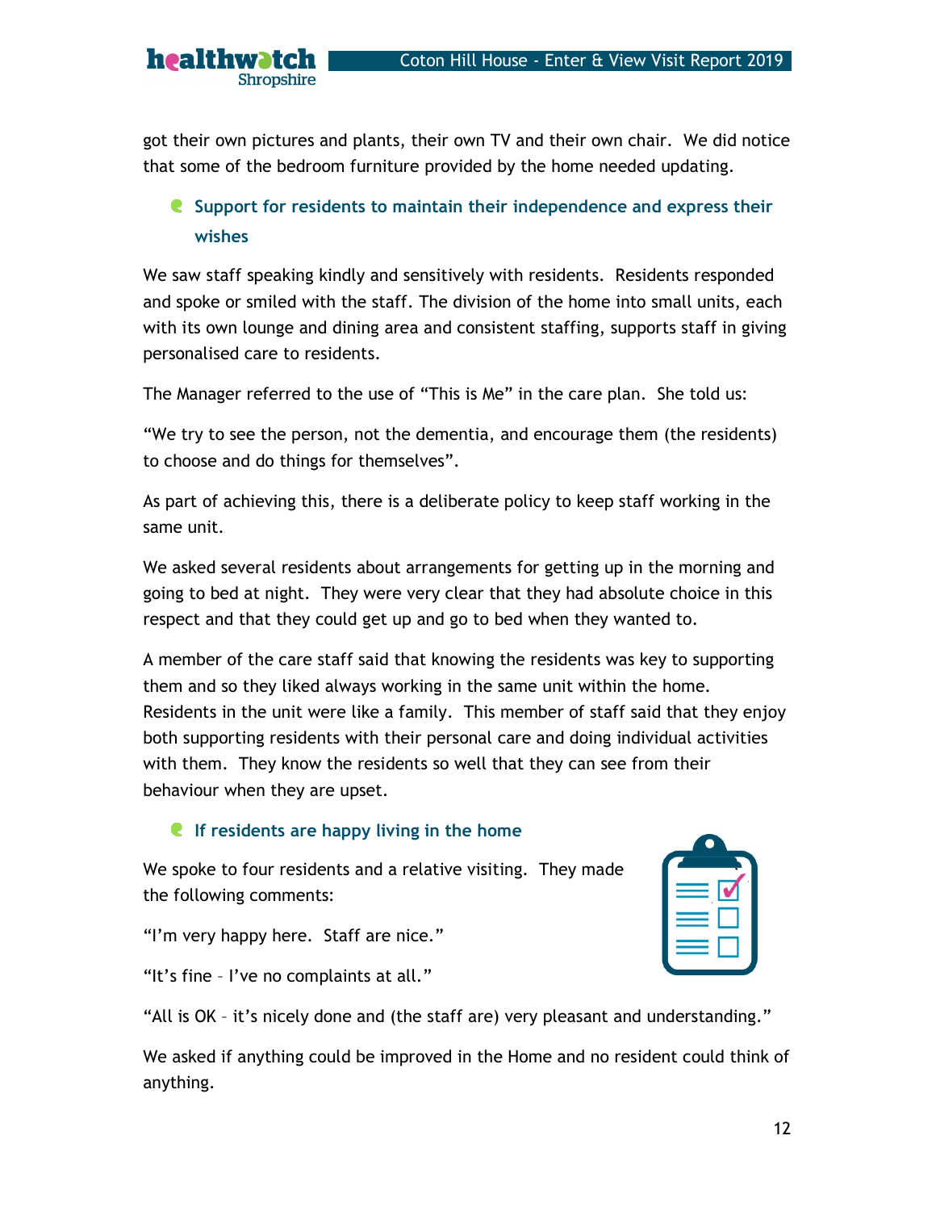got their own pictures and plants, their own TV and their own chair. We did notice that some of the bedroom furniture provided by the home needed updating.

### Support for residents to maintain their independence and express their wishes

We saw staff speaking kindly and sensitively with residents. Residents responded and spoke or smiled with the staff. The division of the home into small units, each with its own lounge and dining area and consistent staffing, supports staff in giving personalised care to residents.

The Manager referred to the use of "This is Me" in the care plan. She told us:

"We try to see the person, not the dementia, and encourage them (the residents) to choose and do things for themselves".

As part of achieving this, there is a deliberate policy to keep staff working in the same unit.

We asked several residents about arrangements for getting up in the morning and going to bed at night. They were very clear that they had absolute choice in this respect and that they could get up and go to bed when they wanted to.

A member of the care staff said that knowing the residents was key to supporting them and so they liked always working in the same unit within the home. Residents in the unit were like a family. This member of staff said that they enjoy both supporting residents with their personal care and doing individual activities with them. They know the residents so well that they can see from their behaviour when they are upset.

### If residents are happy living in the home

We spoke to four residents and a relative visiting. They made the following comments:

"I'm very happy here. Staff are nice."

"It's fine – I've no complaints at all."

"All is OK – it's nicely done and (the staff are) very pleasant and understanding."

We asked if anything could be improved in the Home and no resident could think of anything.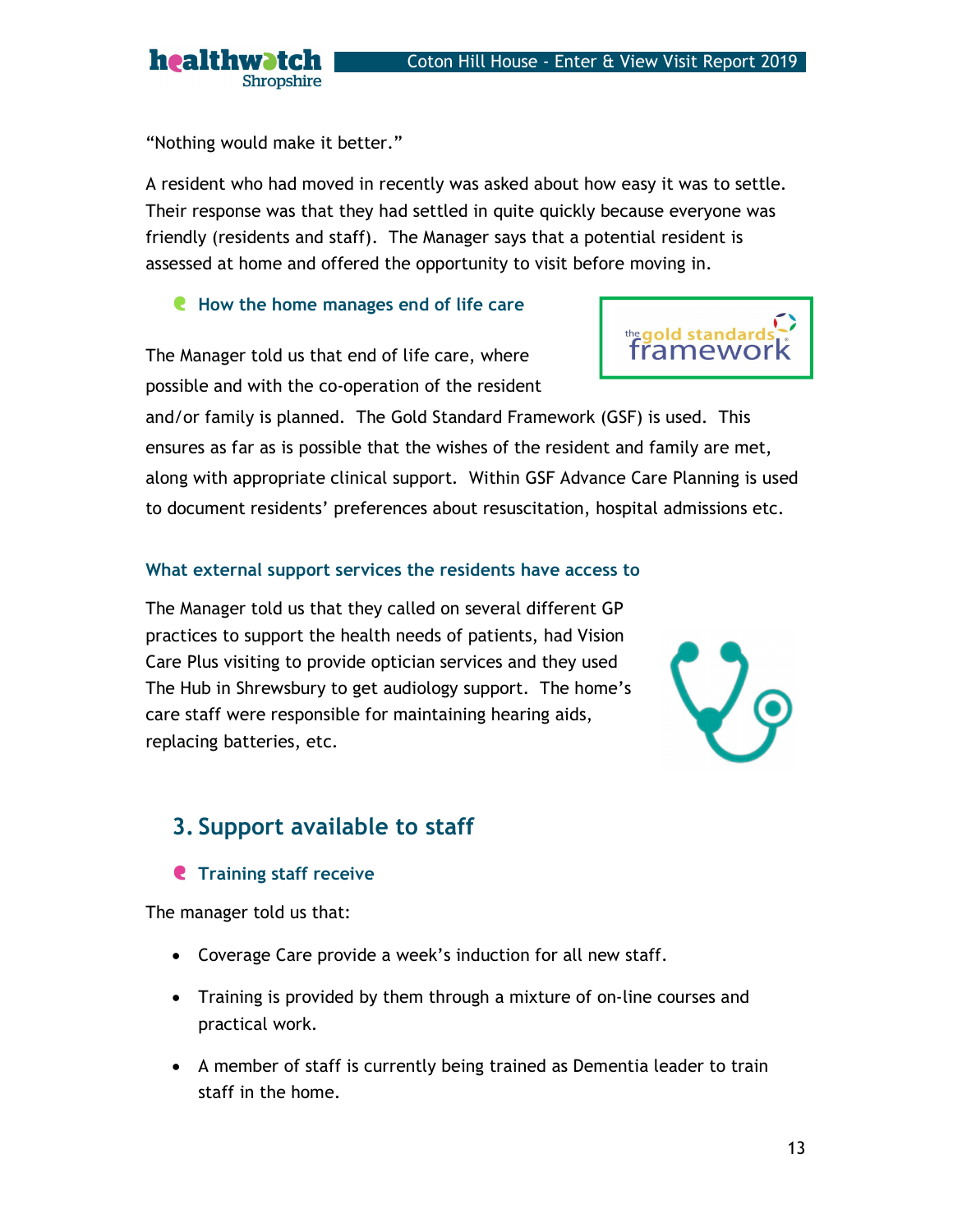"Nothing would make it better."

A resident who had moved in recently was asked about how easy it was to settle. Their response was that they had settled in quite quickly because everyone was friendly (residents and staff). The Manager says that a potential resident is assessed at home and offered the opportunity to visit before moving in.

### How the home manages end of life care

The Manager told us that end of life care, where possible and with the co-operation of the resident and/or family is planned. The Gold Standard Framework (GSF) is used. This ensures as far as is possible that the wishes of the resident and family are met, along with appropriate clinical support. Within GSF Advance Care Planning is used to document residents' preferences about resuscitation, hospital admissions etc.

### What external support services the residents have access to

The Manager told us that they called on several different GP practices to support the health needs of patients, had Vision Care Plus visiting to provide optician services and they used The Hub in Shrewsbury to get audiology support. The home's care staff were responsible for maintaining hearing aids, replacing batteries, etc.

## 3. Support available to staff

### Training staff receive

The manager told us that:

- Coverage Care provide a week's induction for all new staff.
- Training is provided by them through a mixture of on-line courses and practical work.
- A member of staff is currently being trained as Dementia leader to train staff in the home.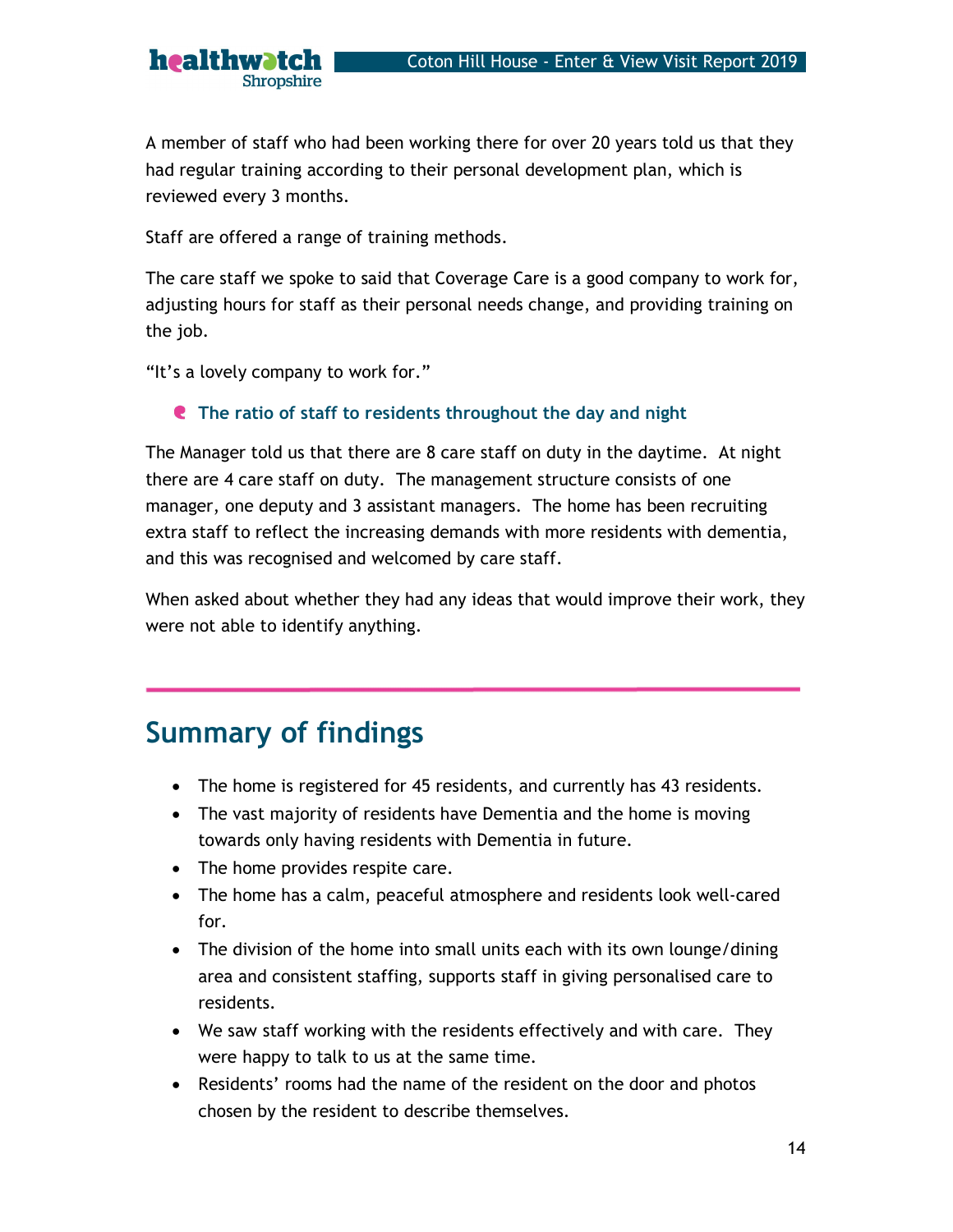A member of staff who had been working there for over 20 years told us that they had regular training according to their personal development plan, which is reviewed every 3 months.

Staff are offered a range of training methods.

The care staff we spoke to said that Coverage Care is a good company to work for, adjusting hours for staff as their personal needs change, and providing training on the job.

"It's a lovely company to work for."

- **The ratio of staff to residents throughout the day and night**

The Manager told us that there are 8 care staff on duty in the daytime. At night there are 4 care staff on duty. The management structure consists of one manager, one deputy and 3 assistant managers. The home has been recruiting extra staff to reflect the increasing demands with more residents with dementia, and this was recognised and welcomed by care staff.

When asked about whether they had any ideas that would improve their work, they were not able to identify anything.

## Summary of findings

- The home is registered for 45 residents, and currently has 43 residents.
- The vast majority of residents have Dementia and the home is moving towards only having residents with Dementia in future.
- The home provides respite care.
- The home has a calm, peaceful atmosphere and residents look well-cared for.
- The division of the home into small units each with its own lounge/dining area and consistent staffing, supports staff in giving personalised care to residents.
- We saw staff working with the residents effectively and with care. They were happy to talk to us at the same time.
- Residents' rooms had the name of the resident on the door and photos chosen by the resident to describe themselves.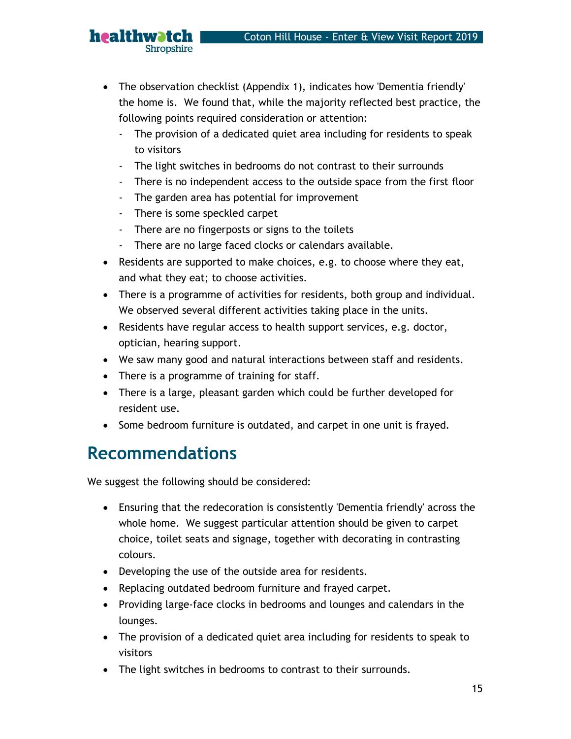- The observation checklist (Appendix 1), indicates how 'Dementia friendly' the home is. We found that, while the majority reflected best practice, the following points required consideration or attention:
    - The provision of a dedicated quiet area including for residents to speak to visitors
    - The light switches in bedrooms do not contrast to their surrounds
    - There is no independent access to the outside space from the first floor
    - The garden area has potential for improvement
    - There is some speckled carpet
    - There are no fingerposts or signs to the toilets
    - There are no large faced clocks or calendars available.
- Residents are supported to make choices, e.g. to choose where they eat, and what they eat; to choose activities.
- There is a programme of activities for residents, both group and individual. We observed several different activities taking place in the units.
- Residents have regular access to health support services, e.g. doctor, optician, hearing support.
- We saw many good and natural interactions between staff and residents.
- There is a programme of training for staff.
- There is a large, pleasant garden which could be further developed for resident use.
- Some bedroom furniture is outdated, and carpet in one unit is frayed.

# Recommendations

We suggest the following should be considered:

- Ensuring that the redecoration is consistently 'Dementia friendly' across the whole home. We suggest particular attention should be given to carpet choice, toilet seats and signage, together with decorating in contrasting colours.
- Developing the use of the outside area for residents.
- Replacing outdated bedroom furniture and frayed carpet.
- Providing large-face clocks in bedrooms and lounges and calendars in the lounges.
- The provision of a dedicated quiet area including for residents to speak to visitors
- The light switches in bedrooms to contrast to their surrounds.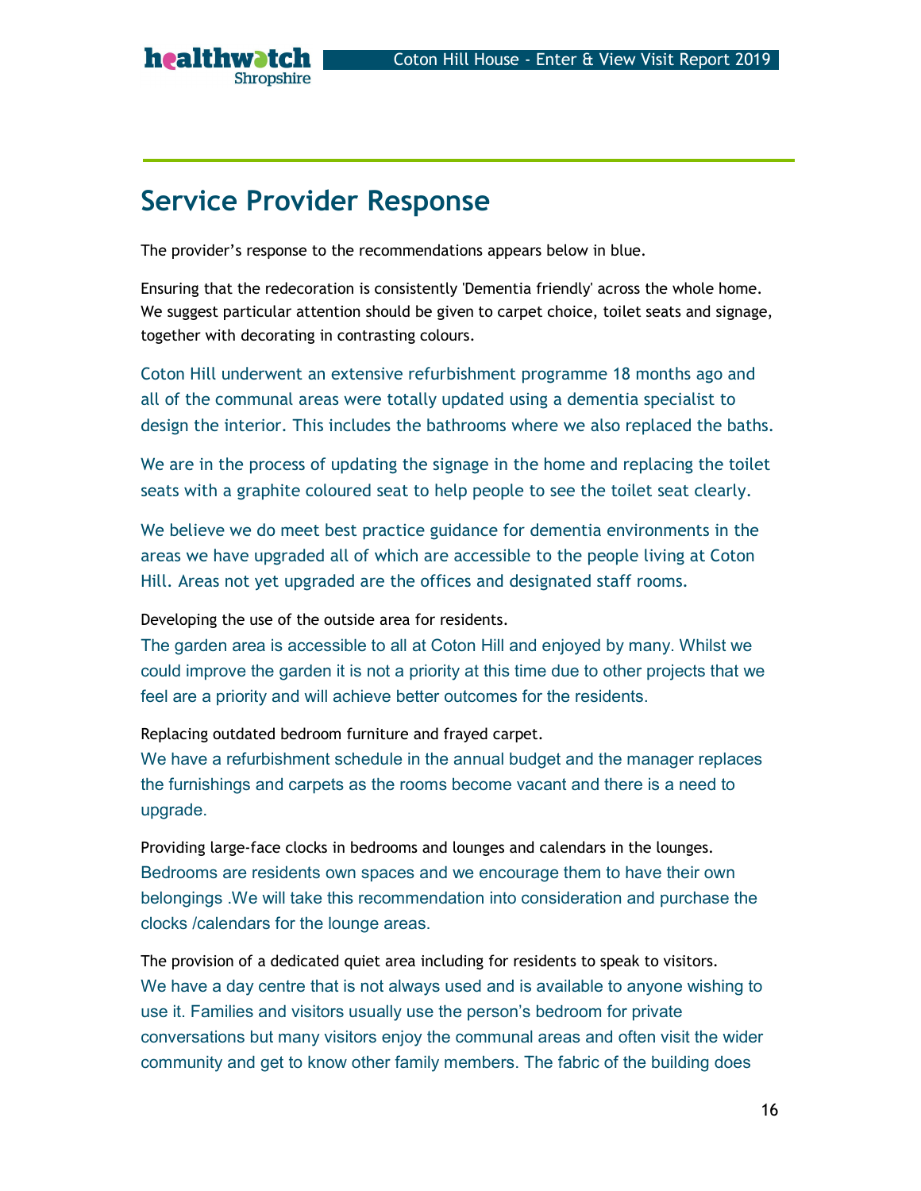## Service Provider Response

The provider's response to the recommendations appears below in blue.

Ensuring that the redecoration is consistently 'Dementia friendly' across the whole home. We suggest particular attention should be given to carpet choice, toilet seats and signage, together with decorating in contrasting colours.

Coton Hill underwent an extensive refurbishment programme 18 months ago and all of the communal areas were totally updated using a dementia specialist to design the interior. This includes the bathrooms where we also replaced the baths.

We are in the process of updating the signage in the home and replacing the toilet seats with a graphite coloured seat to help people to see the toilet seat clearly.

We believe we do meet best practice guidance for dementia environments in the areas we have upgraded all of which are accessible to the people living at Coton Hill. Areas not yet upgraded are the offices and designated staff rooms.

Developing the use of the outside area for residents.

The garden area is accessible to all at Coton Hill and enjoyed by many. Whilst we could improve the garden it is not a priority at this time due to other projects that we feel are a priority and will achieve better outcomes for the residents.

Replacing outdated bedroom furniture and frayed carpet.

We have a refurbishment schedule in the annual budget and the manager replaces the furnishings and carpets as the rooms become vacant and there is a need to upgrade.

Providing large-face clocks in bedrooms and lounges and calendars in the lounges.

Bedrooms are residents own spaces and we encourage them to have their own belongings .We will take this recommendation into consideration and purchase the clocks /calendars for the lounge areas.

The provision of a dedicated quiet area including for residents to speak to visitors.

We have a day centre that is not always used and is available to anyone wishing to use it. Families and visitors usually use the person's bedroom for private conversations but many visitors enjoy the communal areas and often visit the wider community and get to know other family members. The fabric of the building does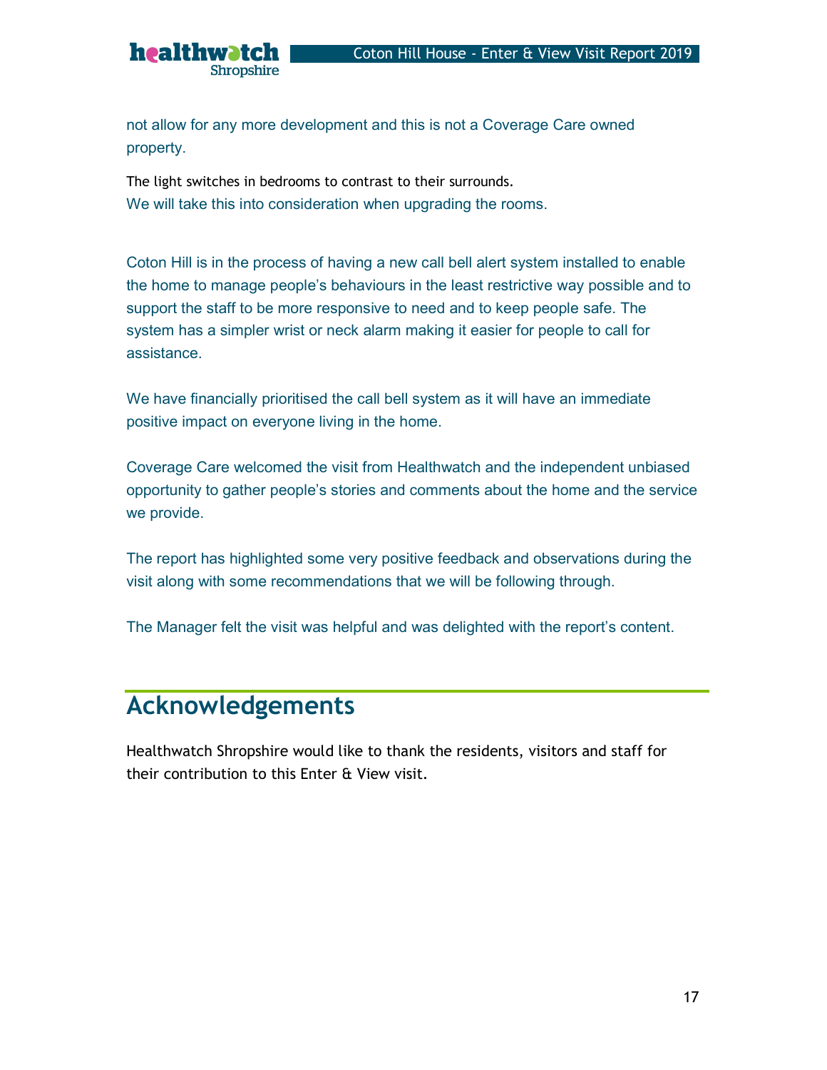not allow for any more development and this is not a Coverage Care owned property.

The light switches in bedrooms to contrast to their surrounds.
We will take this into consideration when upgrading the rooms.

Coton Hill is in the process of having a new call bell alert system installed to enable the home to manage people's behaviours in the least restrictive way possible and to support the staff to be more responsive to need and to keep people safe. The system has a simpler wrist or neck alarm making it easier for people to call for assistance.

We have financially prioritised the call bell system as it will have an immediate positive impact on everyone living in the home.

Coverage Care welcomed the visit from Healthwatch and the independent unbiased opportunity to gather people's stories and comments about the home and the service we provide.

The report has highlighted some very positive feedback and observations during the visit along with some recommendations that we will be following through.

The Manager felt the visit was helpful and was delighted with the report's content.

## Acknowledgements

Healthwatch Shropshire would like to thank the residents, visitors and staff for their contribution to this Enter & View visit.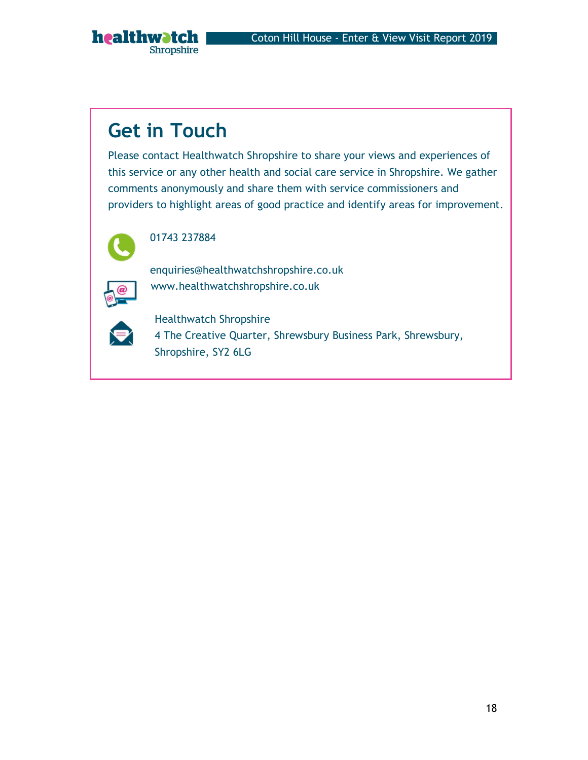## Get in Touch

Please contact Healthwatch Shropshire to share your views and experiences of this service or any other health and social care service in Shropshire. We gather comments anonymously and share them with service commissioners and providers to highlight areas of good practice and identify areas for improvement.

01743 237884

enquiries@healthwatchshropshire.co.uk
www.healthwatchshropshire.co.uk

Healthwatch Shropshire
4 The Creative Quarter, Shrewsbury Business Park, Shrewsbury, Shropshire, SY2 6LG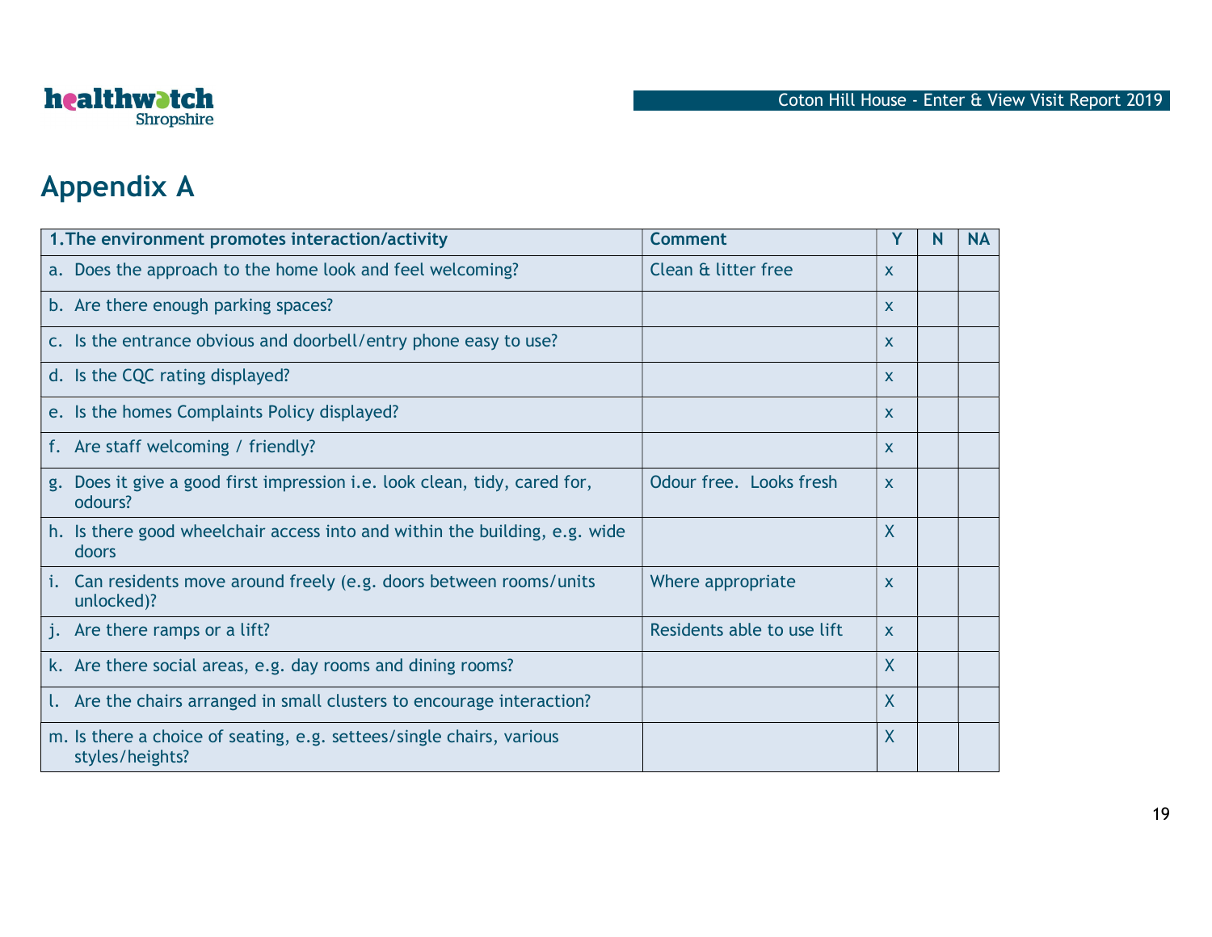# Appendix A

| 1.The environment promotes interaction/activity | Comment | Y | N | NA |
|---|---|---|---|---|
| a. Does the approach to the home look and feel welcoming? | Clean & litter free | x | | |
| b. Are there enough parking spaces? | | x | | |
| c. Is the entrance obvious and doorbell/entry phone easy to use? | | x | | |
| d. Is the CQC rating displayed? | | x | | |
| e. Is the homes Complaints Policy displayed? | | x | | |
| f. Are staff welcoming / friendly? | | x | | |
| g. Does it give a good first impression i.e. look clean, tidy, cared for, odours? | Odour free. Looks fresh | x | | |
| h. Is there good wheelchair access into and within the building, e.g. wide doors | | X | | |
| i. Can residents move around freely (e.g. doors between rooms/units unlocked)? | Where appropriate | x | | |
| j. Are there ramps or a lift? | Residents able to use lift | x | | |
| k. Are there social areas, e.g. day rooms and dining rooms? | | X | | |
| l. Are the chairs arranged in small clusters to encourage interaction? | | X | | |
| m. Is there a choice of seating, e.g. settees/single chairs, various styles/heights? | | X | | |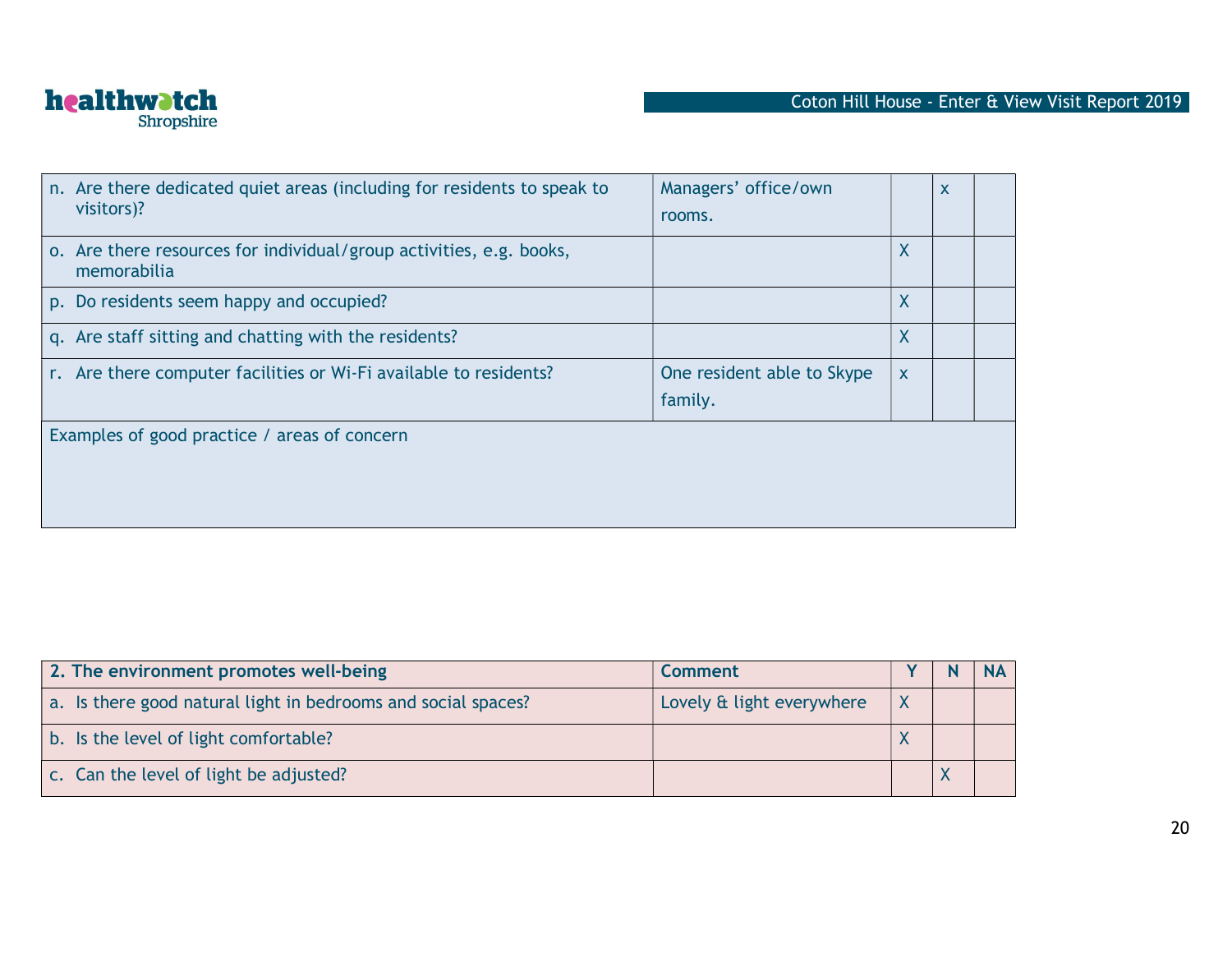| | | | | |
|---|---|---|---|---|
| n. Are there dedicated quiet areas (including for residents to speak to visitors)? | Managers' office/own rooms. | | x | |
| o. Are there resources for individual/group activities, e.g. books, memorabilia | | X | | |
| p. Do residents seem happy and occupied? | | X | | |
| q. Are staff sitting and chatting with the residents? | | X | | |
| r. Are there computer facilities or Wi-Fi available to residents? | One resident able to Skype family. | x | | |
| Examples of good practice / areas of concern | | | | |

| **2. The environment promotes well-being** | **Comment** | **Y** | **N** | **NA** |
|---|---|---|---|---|
| a. Is there good natural light in bedrooms and social spaces? | Lovely & light everywhere | X | | |
| b. Is the level of light comfortable? | | X | | |
| c. Can the level of light be adjusted? | | | X | |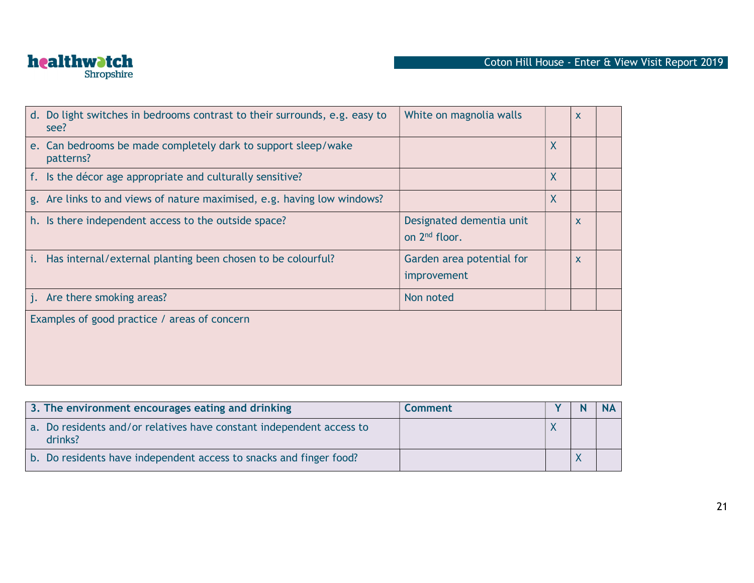| | | | | |
|---|---|---|---|---|
| d. Do light switches in bedrooms contrast to their surrounds, e.g. easy to see? | White on magnolia walls | | x | |
| e. Can bedrooms be made completely dark to support sleep/wake patterns? | | X | | |
| f. Is the décor age appropriate and culturally sensitive? | | X | | |
| g. Are links to and views of nature maximised, e.g. having low windows? | | X | | |
| h. Is there independent access to the outside space? | Designated dementia unit on 2nd floor. | | x | |
| i. Has internal/external planting been chosen to be colourful? | Garden area potential for improvement | | x | |
| j. Are there smoking areas? | Non noted | | | |
| Examples of good practice / areas of concern | | | | |

| 3. The environment encourages eating and drinking | Comment | Y | N | NA |
|---|---|---|---|---|
| a. Do residents and/or relatives have constant independent access to drinks? | | X | | |
| b. Do residents have independent access to snacks and finger food? | | | X | |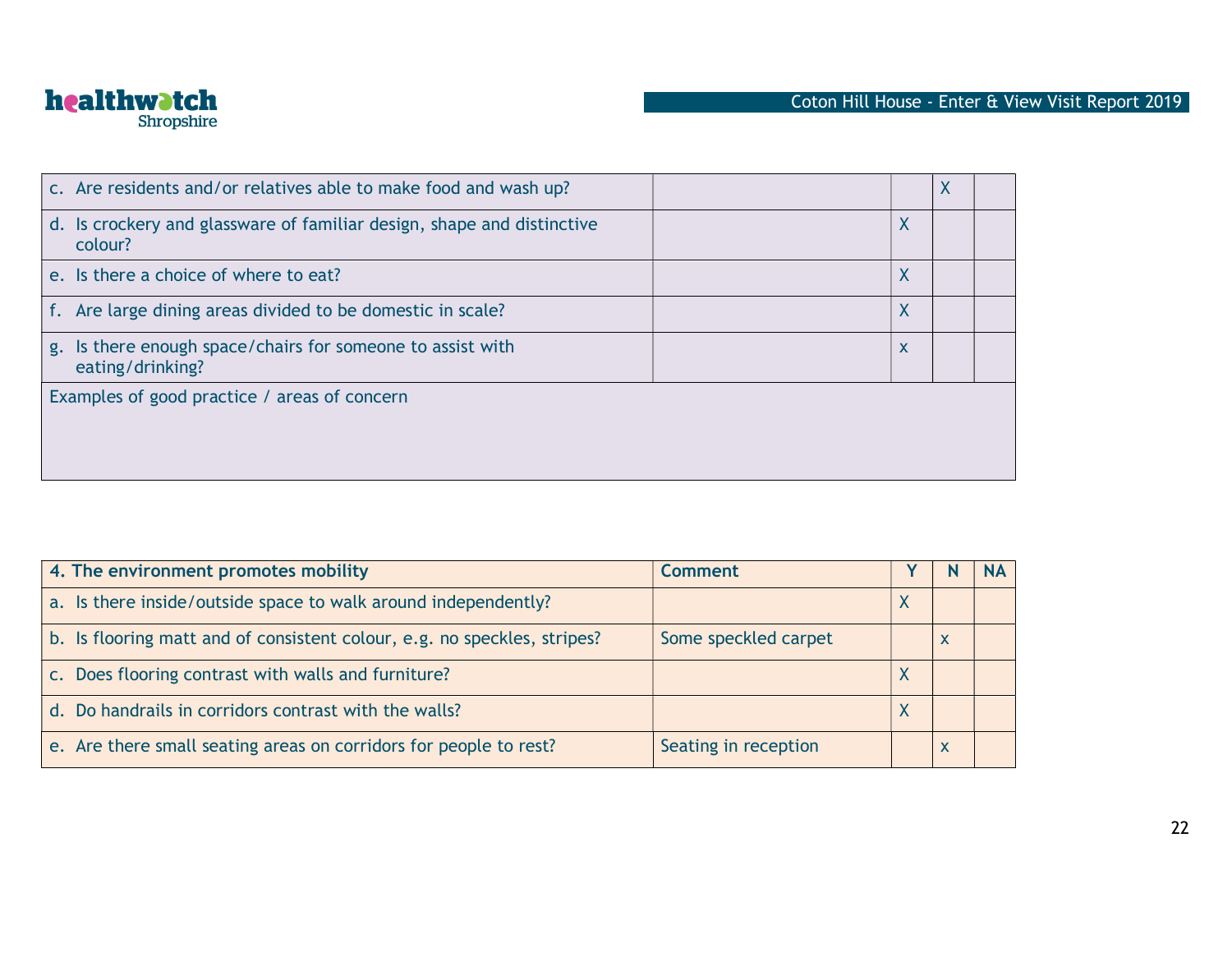| | | | | |
|---|---|---|---|---|
| c. Are residents and/or relatives able to make food and wash up? | | | X | |
| d. Is crockery and glassware of familiar design, shape and distinctive colour? | | X | | |
| e. Is there a choice of where to eat? | | X | | |
| f. Are large dining areas divided to be domestic in scale? | | X | | |
| g. Is there enough space/chairs for someone to assist with eating/drinking? | | x | | |
| Examples of good practice / areas of concern | | | | |

| 4. The environment promotes mobility | Comment | Y | N | NA |
|---|---|---|---|---|
| a. Is there inside/outside space to walk around independently? | | X | | |
| b. Is flooring matt and of consistent colour, e.g. no speckles, stripes? | Some speckled carpet | | x | |
| c. Does flooring contrast with walls and furniture? | | X | | |
| d. Do handrails in corridors contrast with the walls? | | X | | |
| e. Are there small seating areas on corridors for people to rest? | Seating in reception | | x | |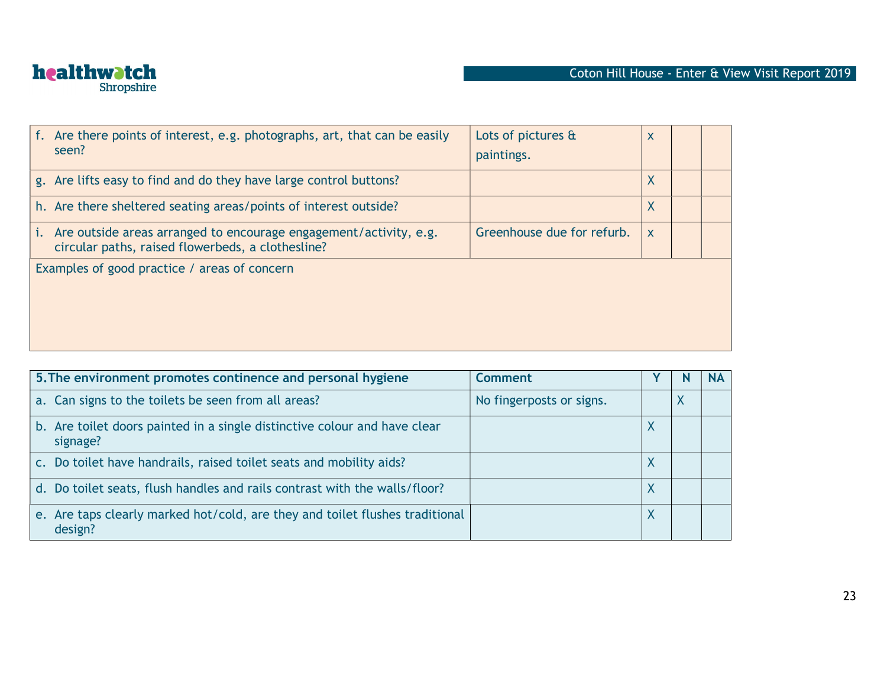| | | | | |
|---|---|---|---|---|
| f. Are there points of interest, e.g. photographs, art, that can be easily seen? | Lots of pictures & paintings. | x | | |
| g. Are lifts easy to find and do they have large control buttons? | | X | | |
| h. Are there sheltered seating areas/points of interest outside? | | X | | |
| i. Are outside areas arranged to encourage engagement/activity, e.g. circular paths, raised flowerbeds, a clothesline? | Greenhouse due for refurb. | x | | |
| Examples of good practice / areas of concern | | | | |

| 5.The environment promotes continence and personal hygiene | Comment | Y | N | NA |
|---|---|---|---|---|
| a. Can signs to the toilets be seen from all areas? | No fingerposts or signs. | | X | |
| b. Are toilet doors painted in a single distinctive colour and have clear signage? | | X | | |
| c. Do toilet have handrails, raised toilet seats and mobility aids? | | X | | |
| d. Do toilet seats, flush handles and rails contrast with the walls/floor? | | X | | |
| e. Are taps clearly marked hot/cold, are they and toilet flushes traditional design? | | X | | |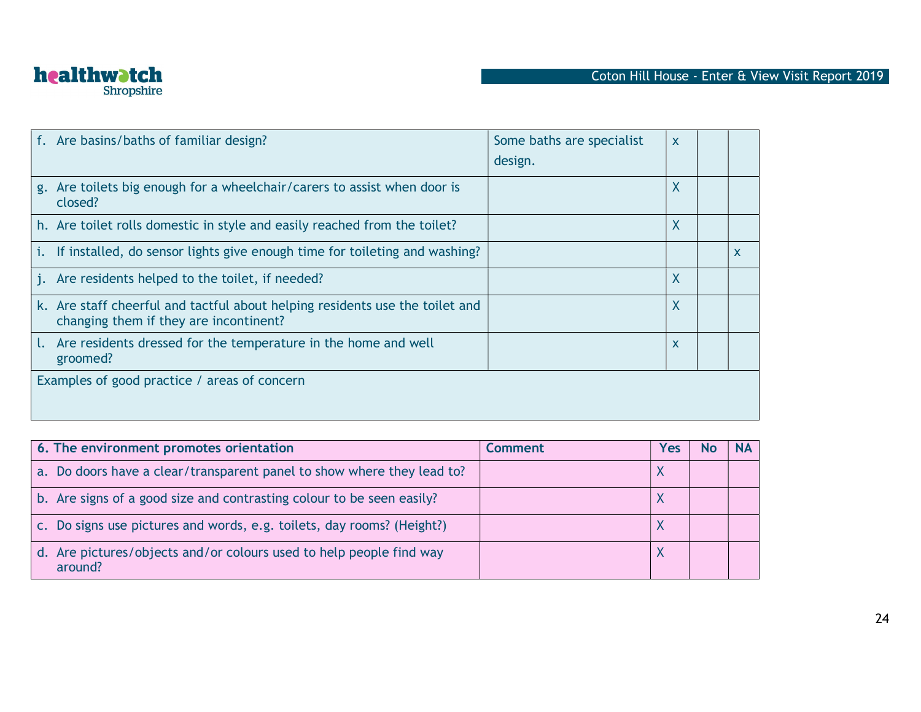| | Comment | Yes | No | NA |
|---|---|---|---|---|
| f. Are basins/baths of familiar design? | Some baths are specialist design. | x | | |
| g. Are toilets big enough for a wheelchair/carers to assist when door is closed? | | X | | |
| h. Are toilet rolls domestic in style and easily reached from the toilet? | | X | | |
| i. If installed, do sensor lights give enough time for toileting and washing? | | | | x |
| j. Are residents helped to the toilet, if needed? | | X | | |
| k. Are staff cheerful and tactful about helping residents use the toilet and changing them if they are incontinent? | | X | | |
| l. Are residents dressed for the temperature in the home and well groomed? | | x | | |
| Examples of good practice / areas of concern | | | | |

| 6. The environment promotes orientation | Comment | Yes | No | NA |
|---|---|---|---|---|
| a. Do doors have a clear/transparent panel to show where they lead to? | | X | | |
| b. Are signs of a good size and contrasting colour to be seen easily? | | X | | |
| c. Do signs use pictures and words, e.g. toilets, day rooms? (Height?) | | X | | |
| d. Are pictures/objects and/or colours used to help people find way around? | | X | | |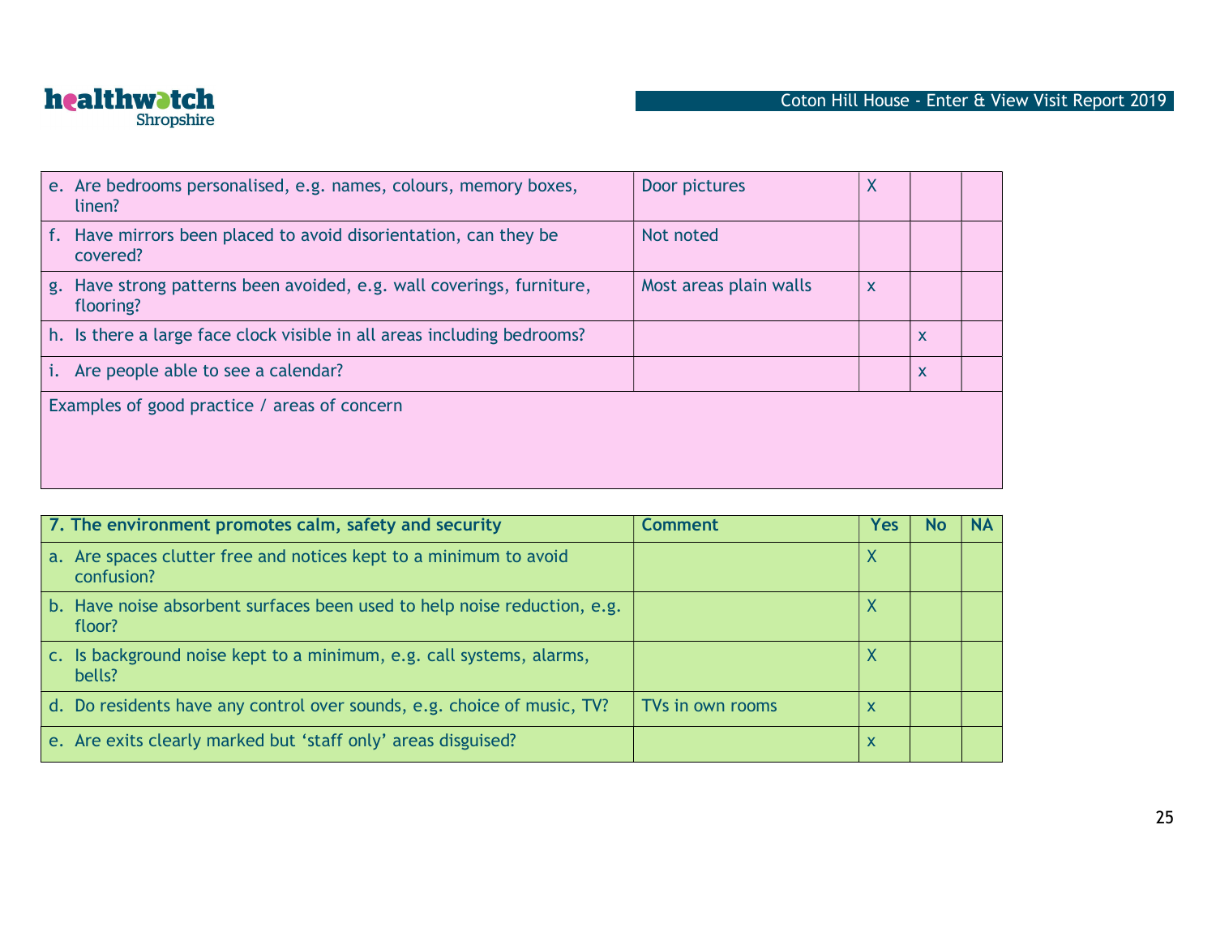| | Comment | Yes | No | NA |
|---|---|---|---|---|
| e. Are bedrooms personalised, e.g. names, colours, memory boxes, linen? | Door pictures | X | | |
| f. Have mirrors been placed to avoid disorientation, can they be covered? | Not noted | | | |
| g. Have strong patterns been avoided, e.g. wall coverings, furniture, flooring? | Most areas plain walls | x | | |
| h. Is there a large face clock visible in all areas including bedrooms? | | | x | |
| i. Are people able to see a calendar? | | | x | |
| Examples of good practice / areas of concern | | | | |

| **7. The environment promotes calm, safety and security** | **Comment** | **Yes** | **No** | **NA** |
|---|---|---|---|---|
| a. Are spaces clutter free and notices kept to a minimum to avoid confusion? | | X | | |
| b. Have noise absorbent surfaces been used to help noise reduction, e.g. floor? | | X | | |
| c. Is background noise kept to a minimum, e.g. call systems, alarms, bells? | | X | | |
| d. Do residents have any control over sounds, e.g. choice of music, TV? | TVs in own rooms | x | | |
| e. Are exits clearly marked but 'staff only' areas disguised? | | x | | |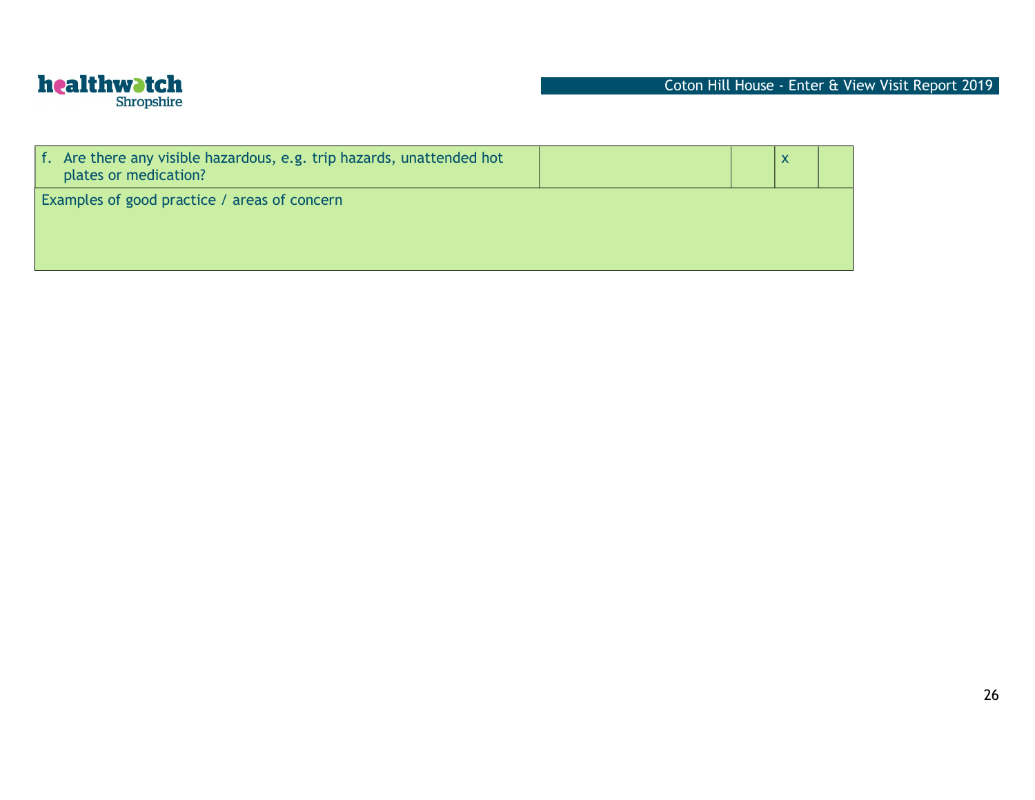| | | | | |
|---|---|---|---|---|
| f. Are there any visible hazardous, e.g. trip hazards, unattended hot plates or medication? | | | x | |
| Examples of good practice / areas of concern | | | | |